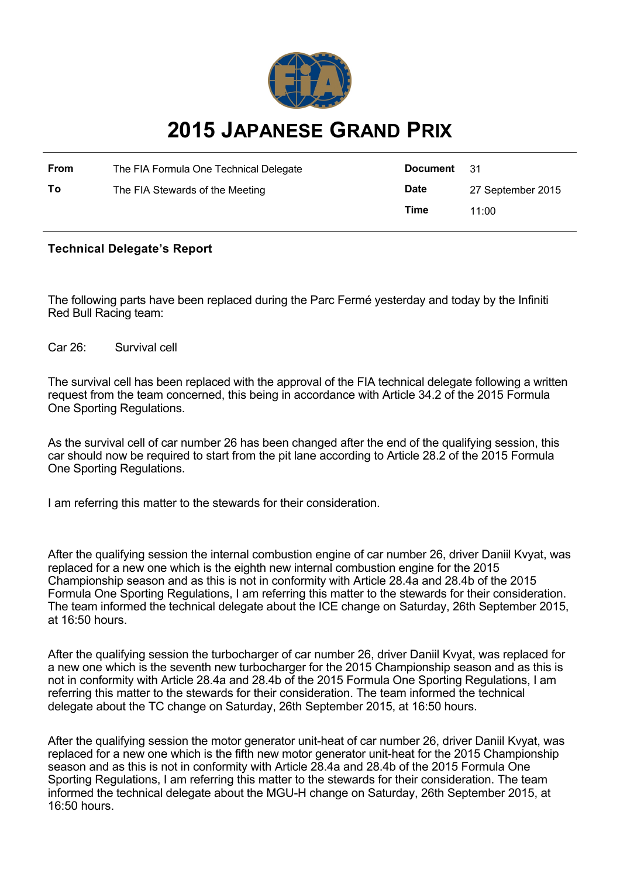# 2015 Japanese Grand Prix

| From | The FIA Formula One Technical Delegate | Document | 31 |
|---|---|---|---|
| To | The FIA Stewards of the Meeting | Date | 27 September 2015 |
| | | Time | 11:00 |

**Technical Delegate's Report**

The following parts have been replaced during the Parc Fermé yesterday and today by the Infiniti Red Bull Racing team:

Car 26: Survival cell

The survival cell has been replaced with the approval of the FIA technical delegate following a written request from the team concerned, this being in accordance with Article 34.2 of the 2015 Formula One Sporting Regulations.

As the survival cell of car number 26 has been changed after the end of the qualifying session, this car should now be required to start from the pit lane according to Article 28.2 of the 2015 Formula One Sporting Regulations.

I am referring this matter to the stewards for their consideration.

After the qualifying session the internal combustion engine of car number 26, driver Daniil Kvyat, was replaced for a new one which is the eighth new internal combustion engine for the 2015 Championship season and as this is not in conformity with Article 28.4a and 28.4b of the 2015 Formula One Sporting Regulations, I am referring this matter to the stewards for their consideration. The team informed the technical delegate about the ICE change on Saturday, 26th September 2015, at 16:50 hours.

After the qualifying session the turbocharger of car number 26, driver Daniil Kvyat, was replaced for a new one which is the seventh new turbocharger for the 2015 Championship season and as this is not in conformity with Article 28.4a and 28.4b of the 2015 Formula One Sporting Regulations, I am referring this matter to the stewards for their consideration. The team informed the technical delegate about the TC change on Saturday, 26th September 2015, at 16:50 hours.

After the qualifying session the motor generator unit-heat of car number 26, driver Daniil Kvyat, was replaced for a new one which is the fifth new motor generator unit-heat for the 2015 Championship season and as this is not in conformity with Article 28.4a and 28.4b of the 2015 Formula One Sporting Regulations, I am referring this matter to the stewards for their consideration. The team informed the technical delegate about the MGU-H change on Saturday, 26th September 2015, at 16:50 hours.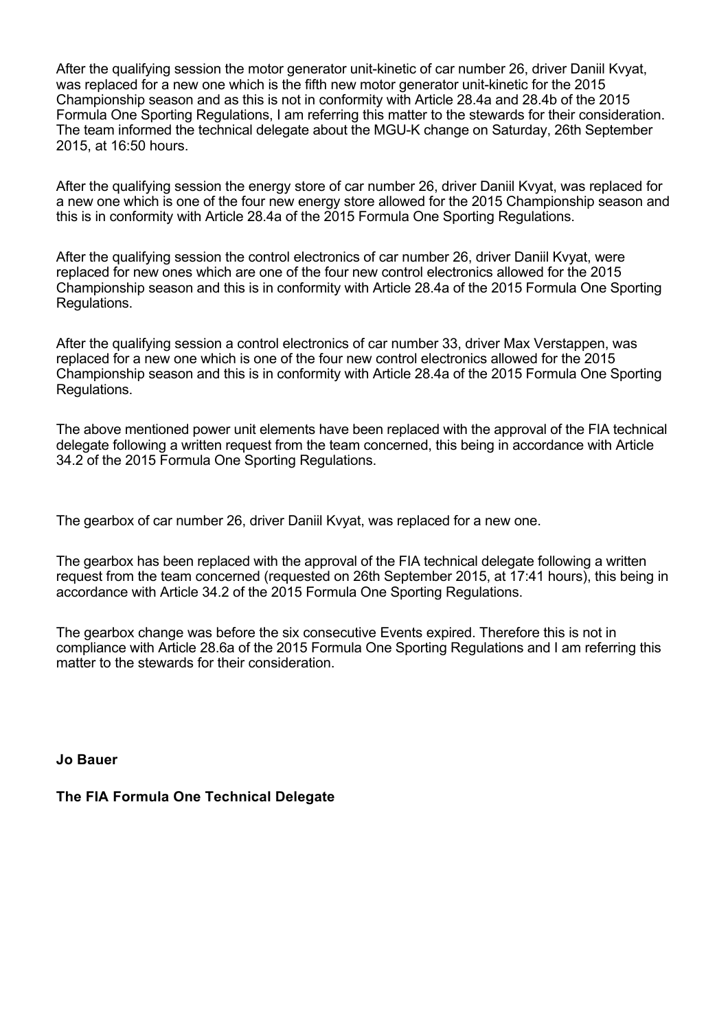After the qualifying session the motor generator unit-kinetic of car number 26, driver Daniil Kvyat, was replaced for a new one which is the fifth new motor generator unit-kinetic for the 2015 Championship season and as this is not in conformity with Article 28.4a and 28.4b of the 2015 Formula One Sporting Regulations, I am referring this matter to the stewards for their consideration. The team informed the technical delegate about the MGU-K change on Saturday, 26th September 2015, at 16:50 hours.

After the qualifying session the energy store of car number 26, driver Daniil Kvyat, was replaced for a new one which is one of the four new energy store allowed for the 2015 Championship season and this is in conformity with Article 28.4a of the 2015 Formula One Sporting Regulations.

After the qualifying session the control electronics of car number 26, driver Daniil Kvyat, were replaced for new ones which are one of the four new control electronics allowed for the 2015 Championship season and this is in conformity with Article 28.4a of the 2015 Formula One Sporting Regulations.

After the qualifying session a control electronics of car number 33, driver Max Verstappen, was replaced for a new one which is one of the four new control electronics allowed for the 2015 Championship season and this is in conformity with Article 28.4a of the 2015 Formula One Sporting Regulations.

The above mentioned power unit elements have been replaced with the approval of the FIA technical delegate following a written request from the team concerned, this being in accordance with Article 34.2 of the 2015 Formula One Sporting Regulations.

The gearbox of car number 26, driver Daniil Kvyat, was replaced for a new one.

The gearbox has been replaced with the approval of the FIA technical delegate following a written request from the team concerned (requested on 26th September 2015, at 17:41 hours), this being in accordance with Article 34.2 of the 2015 Formula One Sporting Regulations.

The gearbox change was before the six consecutive Events expired. Therefore this is not in compliance with Article 28.6a of the 2015 Formula One Sporting Regulations and I am referring this matter to the stewards for their consideration.

**Jo Bauer**

**The FIA Formula One Technical Delegate**